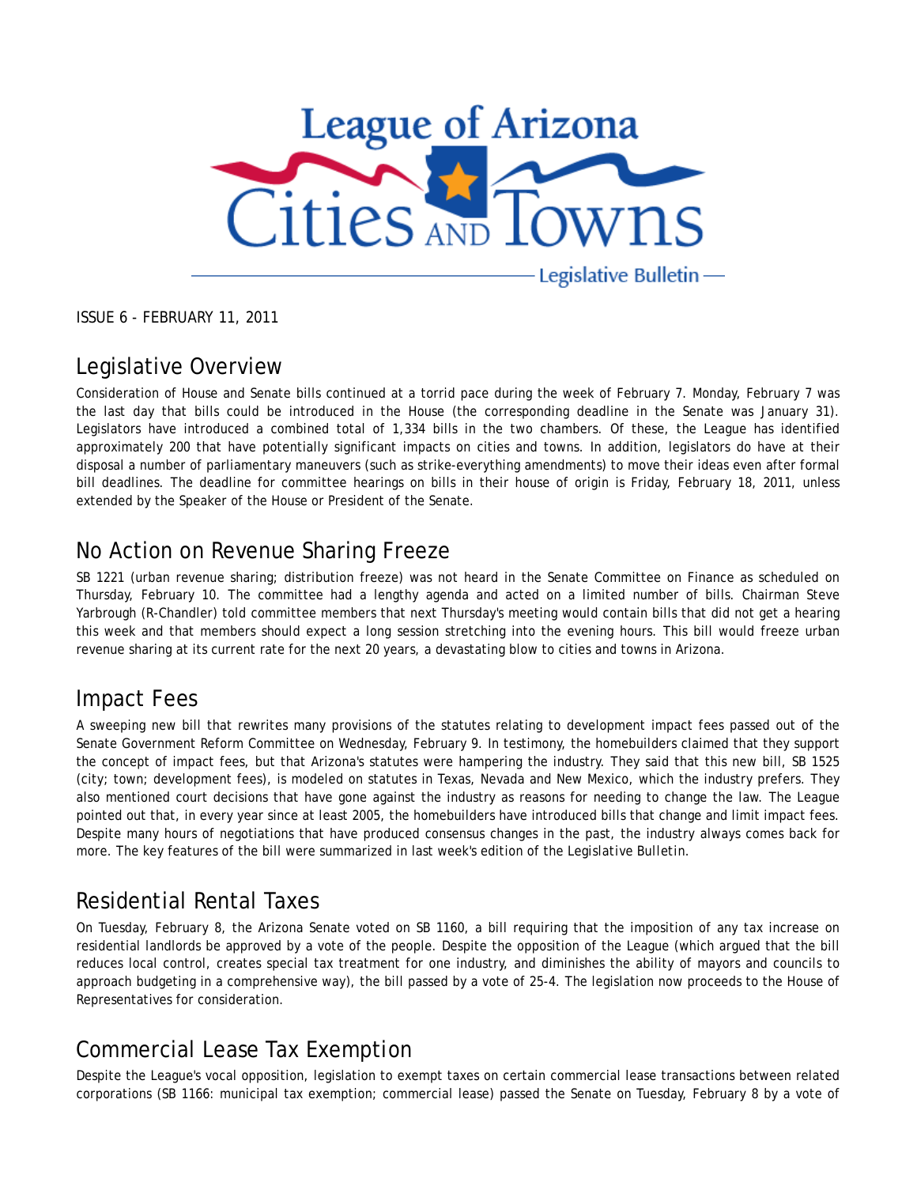# League of Arizona Cities and Towns

Legislative Bulletin

ISSUE 6 - FEBRUARY 11, 2011

## Legislative Overview

Consideration of House and Senate bills continued at a torrid pace during the week of February 7. Monday, February 7 was the last day that bills could be introduced in the House (the corresponding deadline in the Senate was January 31). Legislators have introduced a combined total of 1,334 bills in the two chambers. Of these, the League has identified approximately 200 that have potentially significant impacts on cities and towns. In addition, legislators do have at their disposal a number of parliamentary maneuvers (such as strike-everything amendments) to move their ideas even after formal bill deadlines. The deadline for committee hearings on bills in their house of origin is Friday, February 18, 2011, unless extended by the Speaker of the House or President of the Senate.

## No Action on Revenue Sharing Freeze

SB 1221 (urban revenue sharing; distribution freeze) was not heard in the Senate Committee on Finance as scheduled on Thursday, February 10. The committee had a lengthy agenda and acted on a limited number of bills. Chairman Steve Yarbrough (R-Chandler) told committee members that next Thursday's meeting would contain bills that did not get a hearing this week and that members should expect a long session stretching into the evening hours. This bill would freeze urban revenue sharing at its current rate for the next 20 years, a devastating blow to cities and towns in Arizona.

## Impact Fees

A sweeping new bill that rewrites many provisions of the statutes relating to development impact fees passed out of the Senate Government Reform Committee on Wednesday, February 9. In testimony, the homebuilders claimed that they support the concept of impact fees, but that Arizona's statutes were hampering the industry. They said that this new bill, SB 1525 (city; town; development fees), is modeled on statutes in Texas, Nevada and New Mexico, which the industry prefers. They also mentioned court decisions that have gone against the industry as reasons for needing to change the law. The League pointed out that, in every year since at least 2005, the homebuilders have introduced bills that change and limit impact fees. Despite many hours of negotiations that have produced consensus changes in the past, the industry always comes back for more. The key features of the bill were summarized in last week's edition of the *Legislative Bulletin*.

## Residential Rental Taxes

On Tuesday, February 8, the Arizona Senate voted on SB 1160, a bill requiring that the imposition of any tax increase on residential landlords be approved by a vote of the people. Despite the opposition of the League (which argued that the bill reduces local control, creates special tax treatment for one industry, and diminishes the ability of mayors and councils to approach budgeting in a comprehensive way), the bill passed by a vote of 25-4. The legislation now proceeds to the House of Representatives for consideration.

## Commercial Lease Tax Exemption

Despite the League's vocal opposition, legislation to exempt taxes on certain commercial lease transactions between related corporations (SB 1166: municipal tax exemption; commercial lease) passed the Senate on Tuesday, February 8 by a vote of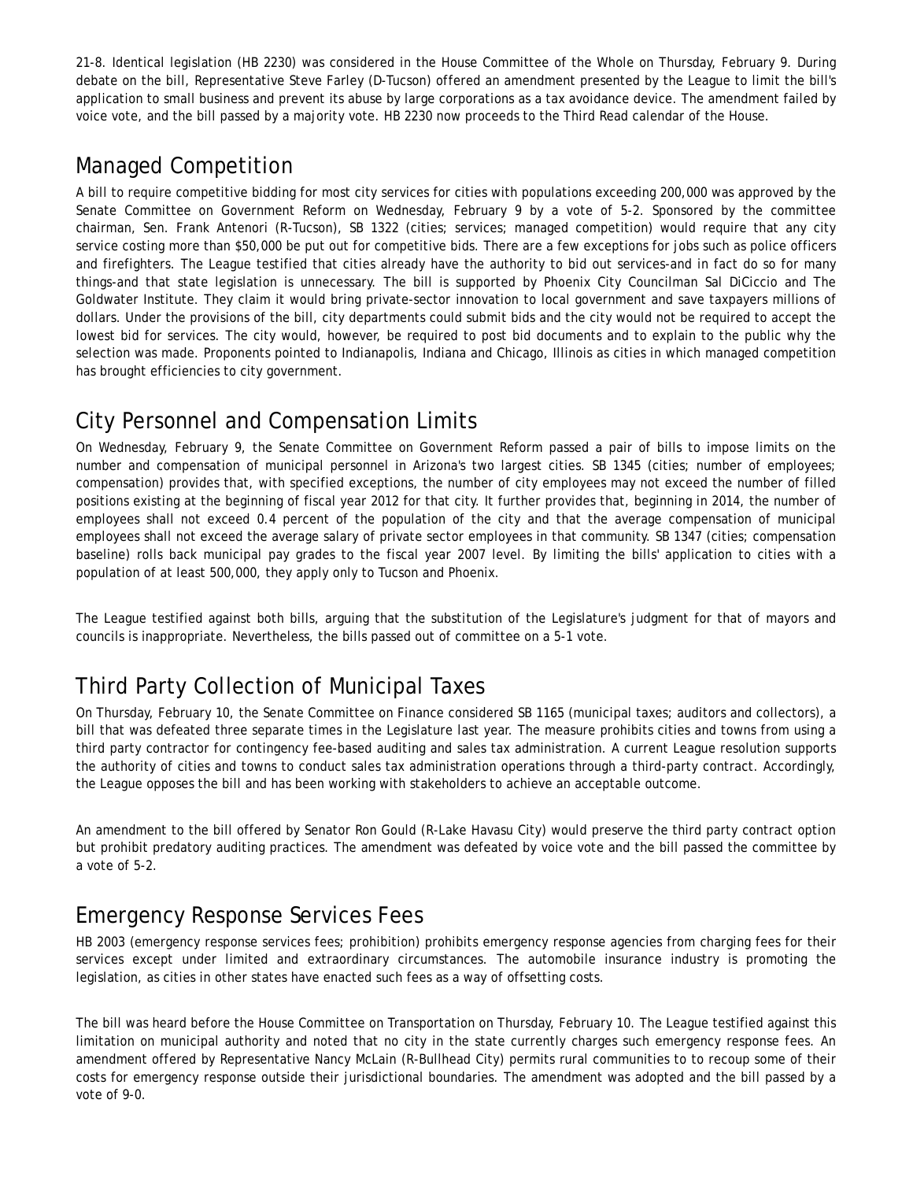21-8. Identical legislation (HB 2230) was considered in the House Committee of the Whole on Thursday, February 9. During debate on the bill, Representative Steve Farley (D-Tucson) offered an amendment presented by the League to limit the bill's application to small business and prevent its abuse by large corporations as a tax avoidance device. The amendment failed by voice vote, and the bill passed by a majority vote. HB 2230 now proceeds to the Third Read calendar of the House.

## Managed Competition

A bill to require competitive bidding for most city services for cities with populations exceeding 200,000 was approved by the Senate Committee on Government Reform on Wednesday, February 9 by a vote of 5-2. Sponsored by the committee chairman, Sen. Frank Antenori (R-Tucson), SB 1322 (cities; services; managed competition) would require that any city service costing more than $50,000 be put out for competitive bids. There are a few exceptions for jobs such as police officers and firefighters. The League testified that cities already have the authority to bid out services-and in fact do so for many things-and that state legislation is unnecessary. The bill is supported by Phoenix City Councilman Sal DiCiccio and The Goldwater Institute. They claim it would bring private-sector innovation to local government and save taxpayers millions of dollars. Under the provisions of the bill, city departments could submit bids and the city would not be required to accept the lowest bid for services. The city would, however, be required to post bid documents and to explain to the public why the selection was made. Proponents pointed to Indianapolis, Indiana and Chicago, Illinois as cities in which managed competition has brought efficiencies to city government.

## City Personnel and Compensation Limits

On Wednesday, February 9, the Senate Committee on Government Reform passed a pair of bills to impose limits on the number and compensation of municipal personnel in Arizona's two largest cities. SB 1345 (cities; number of employees; compensation) provides that, with specified exceptions, the number of city employees may not exceed the number of filled positions existing at the beginning of fiscal year 2012 for that city. It further provides that, beginning in 2014, the number of employees shall not exceed 0.4 percent of the population of the city and that the average compensation of municipal employees shall not exceed the average salary of private sector employees in that community. SB 1347 (cities; compensation baseline) rolls back municipal pay grades to the fiscal year 2007 level. By limiting the bills' application to cities with a population of at least 500,000, they apply only to Tucson and Phoenix.

The League testified against both bills, arguing that the substitution of the Legislature's judgment for that of mayors and councils is inappropriate. Nevertheless, the bills passed out of committee on a 5-1 vote.

## Third Party Collection of Municipal Taxes

On Thursday, February 10, the Senate Committee on Finance considered SB 1165 (municipal taxes; auditors and collectors), a bill that was defeated three separate times in the Legislature last year. The measure prohibits cities and towns from using a third party contractor for contingency fee-based auditing and sales tax administration. A current League resolution supports the authority of cities and towns to conduct sales tax administration operations through a third-party contract. Accordingly, the League opposes the bill and has been working with stakeholders to achieve an acceptable outcome.

An amendment to the bill offered by Senator Ron Gould (R-Lake Havasu City) would preserve the third party contract option but prohibit predatory auditing practices. The amendment was defeated by voice vote and the bill passed the committee by a vote of 5-2.

## Emergency Response Services Fees

HB 2003 (emergency response services fees; prohibition) prohibits emergency response agencies from charging fees for their services except under limited and extraordinary circumstances. The automobile insurance industry is promoting the legislation, as cities in other states have enacted such fees as a way of offsetting costs.

The bill was heard before the House Committee on Transportation on Thursday, February 10. The League testified against this limitation on municipal authority and noted that no city in the state currently charges such emergency response fees. An amendment offered by Representative Nancy McLain (R-Bullhead City) permits rural communities to to recoup some of their costs for emergency response outside their jurisdictional boundaries. The amendment was adopted and the bill passed by a vote of 9-0.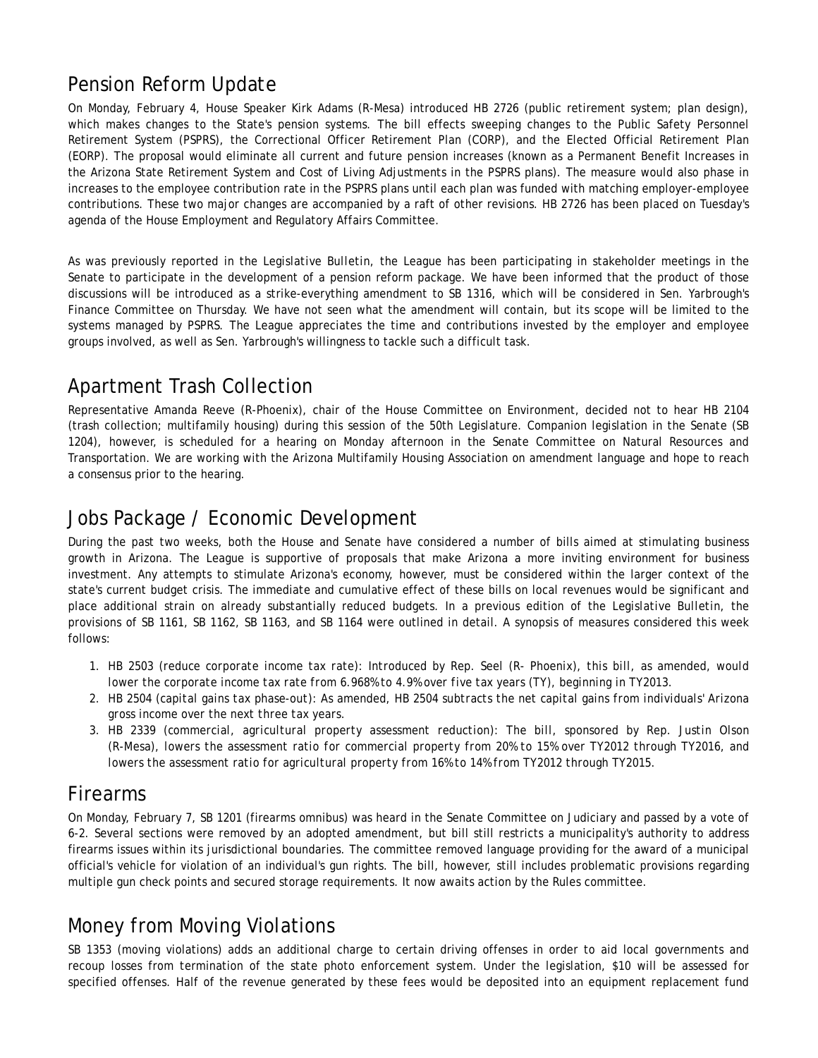## Pension Reform Update

On Monday, February 4, House Speaker Kirk Adams (R-Mesa) introduced HB 2726 (public retirement system; plan design), which makes changes to the State's pension systems. The bill effects sweeping changes to the Public Safety Personnel Retirement System (PSPRS), the Correctional Officer Retirement Plan (CORP), and the Elected Official Retirement Plan (EORP). The proposal would eliminate all current and future pension increases (known as a Permanent Benefit Increases in the Arizona State Retirement System and Cost of Living Adjustments in the PSPRS plans). The measure would also phase in increases to the employee contribution rate in the PSPRS plans until each plan was funded with matching employer-employee contributions. These two major changes are accompanied by a raft of other revisions. HB 2726 has been placed on Tuesday's agenda of the House Employment and Regulatory Affairs Committee.

As was previously reported in the Legislative Bulletin, the League has been participating in stakeholder meetings in the Senate to participate in the development of a pension reform package. We have been informed that the product of those discussions will be introduced as a strike-everything amendment to SB 1316, which will be considered in Sen. Yarbrough's Finance Committee on Thursday. We have not seen what the amendment will contain, but its scope will be limited to the systems managed by PSPRS. The League appreciates the time and contributions invested by the employer and employee groups involved, as well as Sen. Yarbrough's willingness to tackle such a difficult task.

## Apartment Trash Collection

Representative Amanda Reeve (R-Phoenix), chair of the House Committee on Environment, decided not to hear HB 2104 (trash collection; multifamily housing) during this session of the 50th Legislature. Companion legislation in the Senate (SB 1204), however, is scheduled for a hearing on Monday afternoon in the Senate Committee on Natural Resources and Transportation. We are working with the Arizona Multifamily Housing Association on amendment language and hope to reach a consensus prior to the hearing.

## Jobs Package / Economic Development

During the past two weeks, both the House and Senate have considered a number of bills aimed at stimulating business growth in Arizona. The League is supportive of proposals that make Arizona a more inviting environment for business investment. Any attempts to stimulate Arizona's economy, however, must be considered within the larger context of the state's current budget crisis. The immediate and cumulative effect of these bills on local revenues would be significant and place additional strain on already substantially reduced budgets. In a previous edition of the Legislative Bulletin, the provisions of SB 1161, SB 1162, SB 1163, and SB 1164 were outlined in detail. A synopsis of measures considered this week follows:

1. HB 2503 (reduce corporate income tax rate): Introduced by Rep. Seel (R- Phoenix), this bill, as amended, would lower the corporate income tax rate from 6.968% to 4.9% over five tax years (TY), beginning in TY2013.
2. HB 2504 (capital gains tax phase-out): As amended, HB 2504 subtracts the net capital gains from individuals' Arizona gross income over the next three tax years.
3. HB 2339 (commercial, agricultural property assessment reduction): The bill, sponsored by Rep. Justin Olson (R-Mesa), lowers the assessment ratio for commercial property from 20% to 15% over TY2012 through TY2016, and lowers the assessment ratio for agricultural property from 16% to 14% from TY2012 through TY2015.

## Firearms

On Monday, February 7, SB 1201 (firearms omnibus) was heard in the Senate Committee on Judiciary and passed by a vote of 6-2. Several sections were removed by an adopted amendment, but bill still restricts a municipality's authority to address firearms issues within its jurisdictional boundaries. The committee removed language providing for the award of a municipal official's vehicle for violation of an individual's gun rights. The bill, however, still includes problematic provisions regarding multiple gun check points and secured storage requirements. It now awaits action by the Rules committee.

## Money from Moving Violations

SB 1353 (moving violations) adds an additional charge to certain driving offenses in order to aid local governments and recoup losses from termination of the state photo enforcement system. Under the legislation, $10 will be assessed for specified offenses. Half of the revenue generated by these fees would be deposited into an equipment replacement fund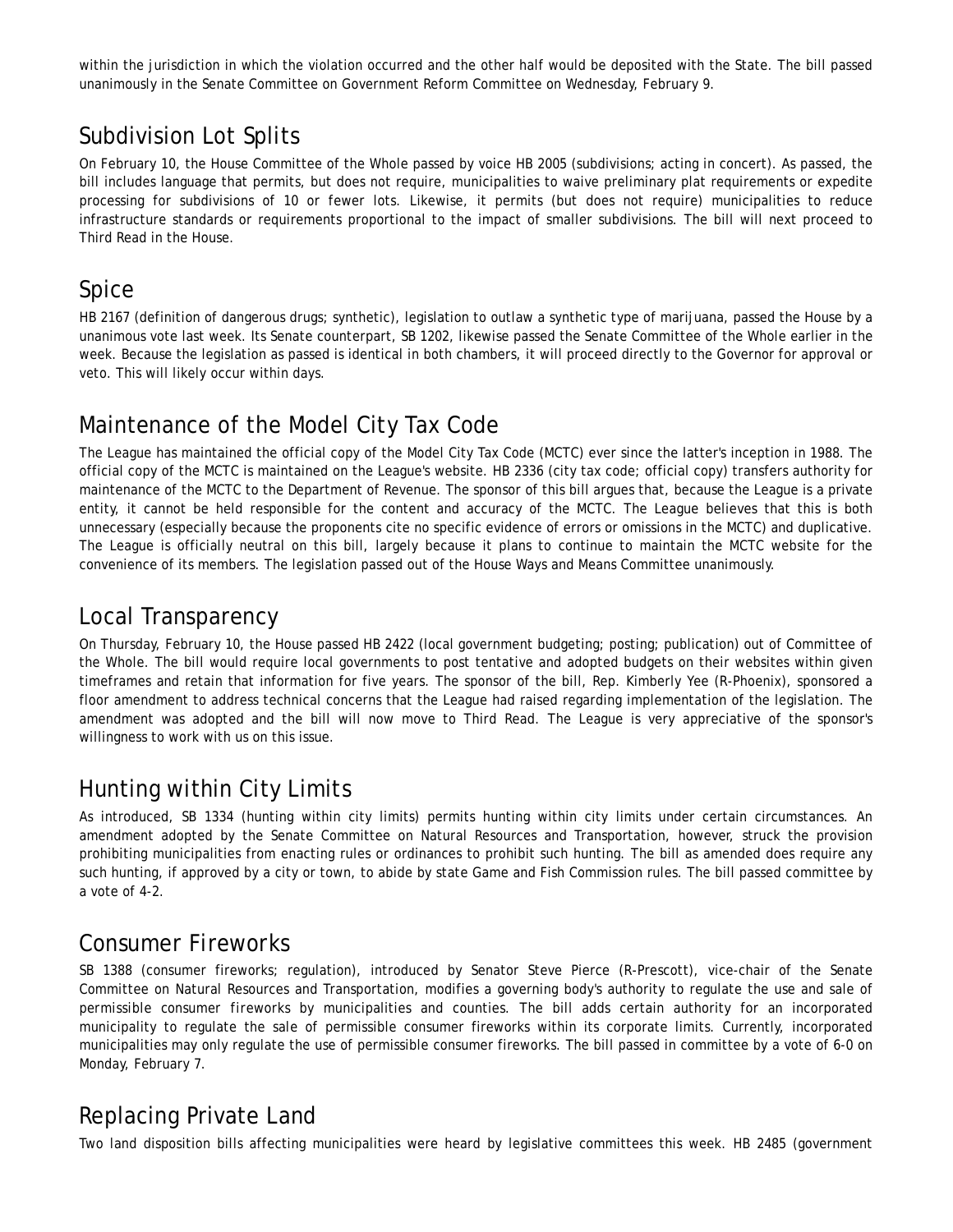within the jurisdiction in which the violation occurred and the other half would be deposited with the State. The bill passed unanimously in the Senate Committee on Government Reform Committee on Wednesday, February 9.

## Subdivision Lot Splits

On February 10, the House Committee of the Whole passed by voice HB 2005 (subdivisions; acting in concert). As passed, the bill includes language that permits, but does not require, municipalities to waive preliminary plat requirements or expedite processing for subdivisions of 10 or fewer lots. Likewise, it permits (but does not require) municipalities to reduce infrastructure standards or requirements proportional to the impact of smaller subdivisions. The bill will next proceed to Third Read in the House.

## Spice

HB 2167 (definition of dangerous drugs; synthetic), legislation to outlaw a synthetic type of marijuana, passed the House by a unanimous vote last week. Its Senate counterpart, SB 1202, likewise passed the Senate Committee of the Whole earlier in the week. Because the legislation as passed is identical in both chambers, it will proceed directly to the Governor for approval or veto. This will likely occur within days.

## Maintenance of the Model City Tax Code

The League has maintained the official copy of the Model City Tax Code (MCTC) ever since the latter's inception in 1988. The official copy of the MCTC is maintained on the League's website. HB 2336 (city tax code; official copy) transfers authority for maintenance of the MCTC to the Department of Revenue. The sponsor of this bill argues that, because the League is a private entity, it cannot be held responsible for the content and accuracy of the MCTC. The League believes that this is both unnecessary (especially because the proponents cite no specific evidence of errors or omissions in the MCTC) and duplicative. The League is officially neutral on this bill, largely because it plans to continue to maintain the MCTC website for the convenience of its members. The legislation passed out of the House Ways and Means Committee unanimously.

## Local Transparency

On Thursday, February 10, the House passed HB 2422 (local government budgeting; posting; publication) out of Committee of the Whole. The bill would require local governments to post tentative and adopted budgets on their websites within given timeframes and retain that information for five years. The sponsor of the bill, Rep. Kimberly Yee (R-Phoenix), sponsored a floor amendment to address technical concerns that the League had raised regarding implementation of the legislation. The amendment was adopted and the bill will now move to Third Read. The League is very appreciative of the sponsor's willingness to work with us on this issue.

## Hunting within City Limits

As introduced, SB 1334 (hunting within city limits) permits hunting within city limits under certain circumstances. An amendment adopted by the Senate Committee on Natural Resources and Transportation, however, struck the provision prohibiting municipalities from enacting rules or ordinances to prohibit such hunting. The bill as amended does require any such hunting, if approved by a city or town, to abide by state Game and Fish Commission rules. The bill passed committee by a vote of 4-2.

## Consumer Fireworks

SB 1388 (consumer fireworks; regulation), introduced by Senator Steve Pierce (R-Prescott), vice-chair of the Senate Committee on Natural Resources and Transportation, modifies a governing body's authority to regulate the use and sale of permissible consumer fireworks by municipalities and counties. The bill adds certain authority for an incorporated municipality to regulate the sale of permissible consumer fireworks within its corporate limits. Currently, incorporated municipalities may only regulate the use of permissible consumer fireworks. The bill passed in committee by a vote of 6-0 on Monday, February 7.

## Replacing Private Land

Two land disposition bills affecting municipalities were heard by legislative committees this week. HB 2485 (government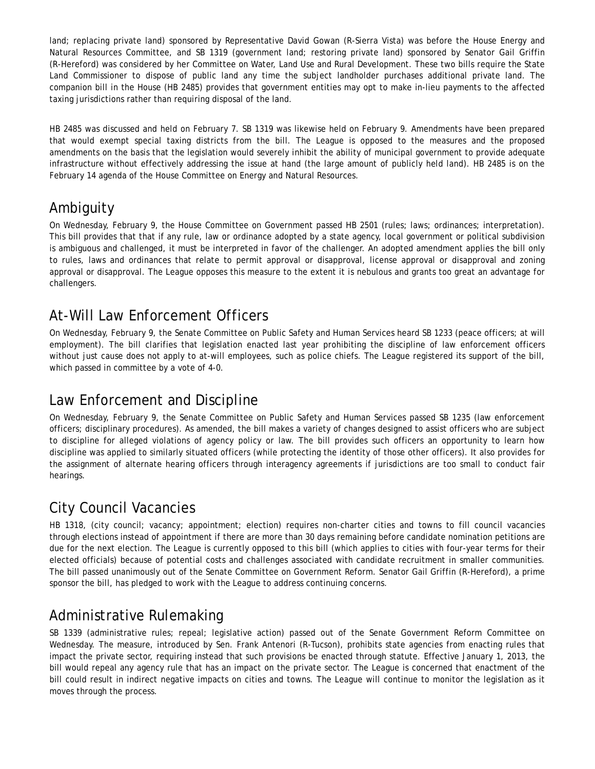land; replacing private land) sponsored by Representative David Gowan (R-Sierra Vista) was before the House Energy and Natural Resources Committee, and SB 1319 (government land; restoring private land) sponsored by Senator Gail Griffin (R-Hereford) was considered by her Committee on Water, Land Use and Rural Development. These two bills require the State Land Commissioner to dispose of public land any time the subject landholder purchases additional private land. The companion bill in the House (HB 2485) provides that government entities may opt to make in-lieu payments to the affected taxing jurisdictions rather than requiring disposal of the land.

HB 2485 was discussed and held on February 7. SB 1319 was likewise held on February 9. Amendments have been prepared that would exempt special taxing districts from the bill. The League is opposed to the measures and the proposed amendments on the basis that the legislation would severely inhibit the ability of municipal government to provide adequate infrastructure without effectively addressing the issue at hand (the large amount of publicly held land). HB 2485 is on the February 14 agenda of the House Committee on Energy and Natural Resources.

## Ambiguity

On Wednesday, February 9, the House Committee on Government passed HB 2501 (rules; laws; ordinances; interpretation). This bill provides that that if any rule, law or ordinance adopted by a state agency, local government or political subdivision is ambiguous and challenged, it must be interpreted in favor of the challenger. An adopted amendment applies the bill only to rules, laws and ordinances that relate to permit approval or disapproval, license approval or disapproval and zoning approval or disapproval. The League opposes this measure to the extent it is nebulous and grants too great an advantage for challengers.

## At-Will Law Enforcement Officers

On Wednesday, February 9, the Senate Committee on Public Safety and Human Services heard SB 1233 (peace officers; at will employment). The bill clarifies that legislation enacted last year prohibiting the discipline of law enforcement officers without just cause does not apply to at-will employees, such as police chiefs. The League registered its support of the bill, which passed in committee by a vote of 4-0.

## Law Enforcement and Discipline

On Wednesday, February 9, the Senate Committee on Public Safety and Human Services passed SB 1235 (law enforcement officers; disciplinary procedures). As amended, the bill makes a variety of changes designed to assist officers who are subject to discipline for alleged violations of agency policy or law. The bill provides such officers an opportunity to learn how discipline was applied to similarly situated officers (while protecting the identity of those other officers). It also provides for the assignment of alternate hearing officers through interagency agreements if jurisdictions are too small to conduct fair hearings.

## City Council Vacancies

HB 1318, (city council; vacancy; appointment; election) requires non-charter cities and towns to fill council vacancies through elections instead of appointment if there are more than 30 days remaining before candidate nomination petitions are due for the next election. The League is currently opposed to this bill (which applies to cities with four-year terms for their elected officials) because of potential costs and challenges associated with candidate recruitment in smaller communities. The bill passed unanimously out of the Senate Committee on Government Reform. Senator Gail Griffin (R-Hereford), a prime sponsor the bill, has pledged to work with the League to address continuing concerns.

## Administrative Rulemaking

SB 1339 (administrative rules; repeal; legislative action) passed out of the Senate Government Reform Committee on Wednesday. The measure, introduced by Sen. Frank Antenori (R-Tucson), prohibits state agencies from enacting rules that impact the private sector, requiring instead that such provisions be enacted through statute. Effective January 1, 2013, the bill would repeal any agency rule that has an impact on the private sector. The League is concerned that enactment of the bill could result in indirect negative impacts on cities and towns. The League will continue to monitor the legislation as it moves through the process.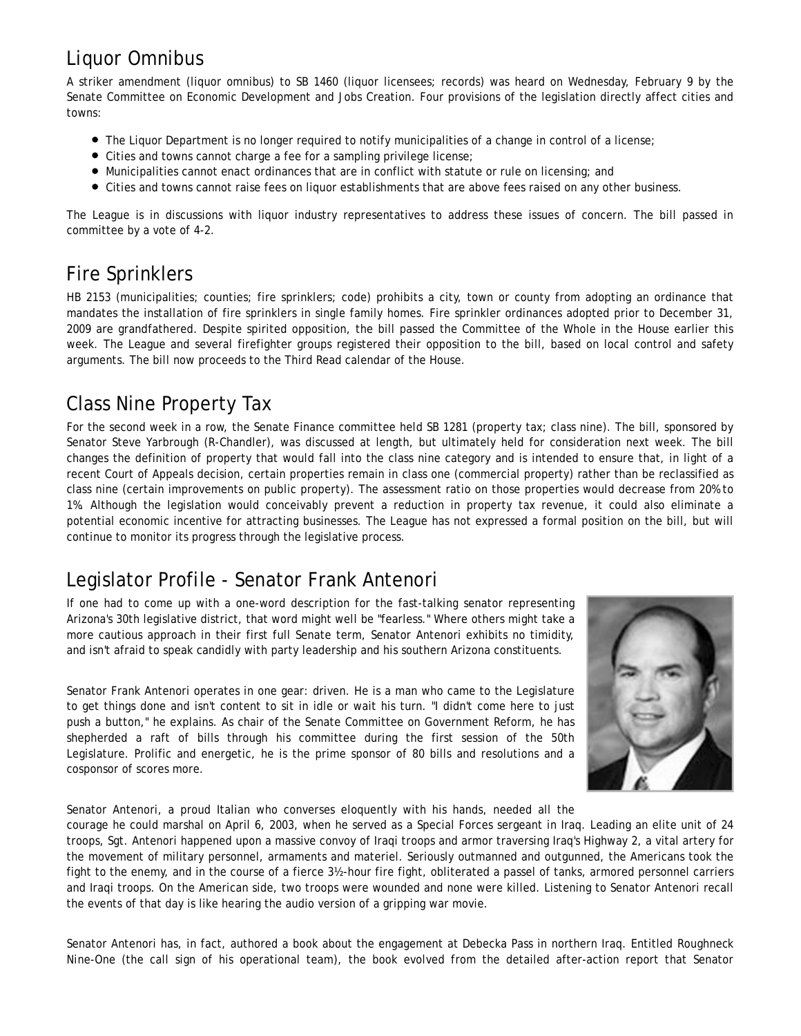## Liquor Omnibus

A striker amendment (liquor omnibus) to SB 1460 (liquor licensees; records) was heard on Wednesday, February 9 by the Senate Committee on Economic Development and Jobs Creation. Four provisions of the legislation directly affect cities and towns:

- The Liquor Department is no longer required to notify municipalities of a change in control of a license;
- Cities and towns cannot charge a fee for a sampling privilege license;
- Municipalities cannot enact ordinances that are in conflict with statute or rule on licensing; and
- Cities and towns cannot raise fees on liquor establishments that are above fees raised on any other business.

The League is in discussions with liquor industry representatives to address these issues of concern. The bill passed in committee by a vote of 4-2.

## Fire Sprinklers

HB 2153 (municipalities; counties; fire sprinklers; code) prohibits a city, town or county from adopting an ordinance that mandates the installation of fire sprinklers in single family homes. Fire sprinkler ordinances adopted prior to December 31, 2009 are grandfathered. Despite spirited opposition, the bill passed the Committee of the Whole in the House earlier this week. The League and several firefighter groups registered their opposition to the bill, based on local control and safety arguments. The bill now proceeds to the Third Read calendar of the House.

## Class Nine Property Tax

For the second week in a row, the Senate Finance committee held SB 1281 (property tax; class nine). The bill, sponsored by Senator Steve Yarbrough (R-Chandler), was discussed at length, but ultimately held for consideration next week. The bill changes the definition of property that would fall into the class nine category and is intended to ensure that, in light of a recent Court of Appeals decision, certain properties remain in class one (commercial property) rather than be reclassified as class nine (certain improvements on public property). The assessment ratio on those properties would decrease from 20% to 1%. Although the legislation would conceivably prevent a reduction in property tax revenue, it could also eliminate a potential economic incentive for attracting businesses. The League has not expressed a formal position on the bill, but will continue to monitor its progress through the legislative process.

## Legislator Profile - Senator Frank Antenori

If one had to come up with a one-word description for the fast-talking senator representing Arizona's 30th legislative district, that word might well be "fearless." Where others might take a more cautious approach in their first full Senate term, Senator Antenori exhibits no timidity, and isn't afraid to speak candidly with party leadership and his southern Arizona constituents.

Senator Frank Antenori operates in one gear: driven. He is a man who came to the Legislature to get things done and isn't content to sit in idle or wait his turn. "I didn't come here to just push a button," he explains. As chair of the Senate Committee on Government Reform, he has shepherded a raft of bills through his committee during the first session of the 50th Legislature. Prolific and energetic, he is the prime sponsor of 80 bills and resolutions and a cosponsor of scores more.

Senator Antenori, a proud Italian who converses eloquently with his hands, needed all the courage he could marshal on April 6, 2003, when he served as a Special Forces sergeant in Iraq. Leading an elite unit of 24 troops, Sgt. Antenori happened upon a massive convoy of Iraqi troops and armor traversing Iraq's Highway 2, a vital artery for the movement of military personnel, armaments and materiel. Seriously outmanned and outgunned, the Americans took the fight to the enemy, and in the course of a fierce 3½-hour fire fight, obliterated a passel of tanks, armored personnel carriers and Iraqi troops. On the American side, two troops were wounded and none were killed. Listening to Senator Antenori recall the events of that day is like hearing the audio version of a gripping war movie.

Senator Antenori has, in fact, authored a book about the engagement at Debecka Pass in northern Iraq. Entitled Roughneck Nine-One (the call sign of his operational team), the book evolved from the detailed after-action report that Senator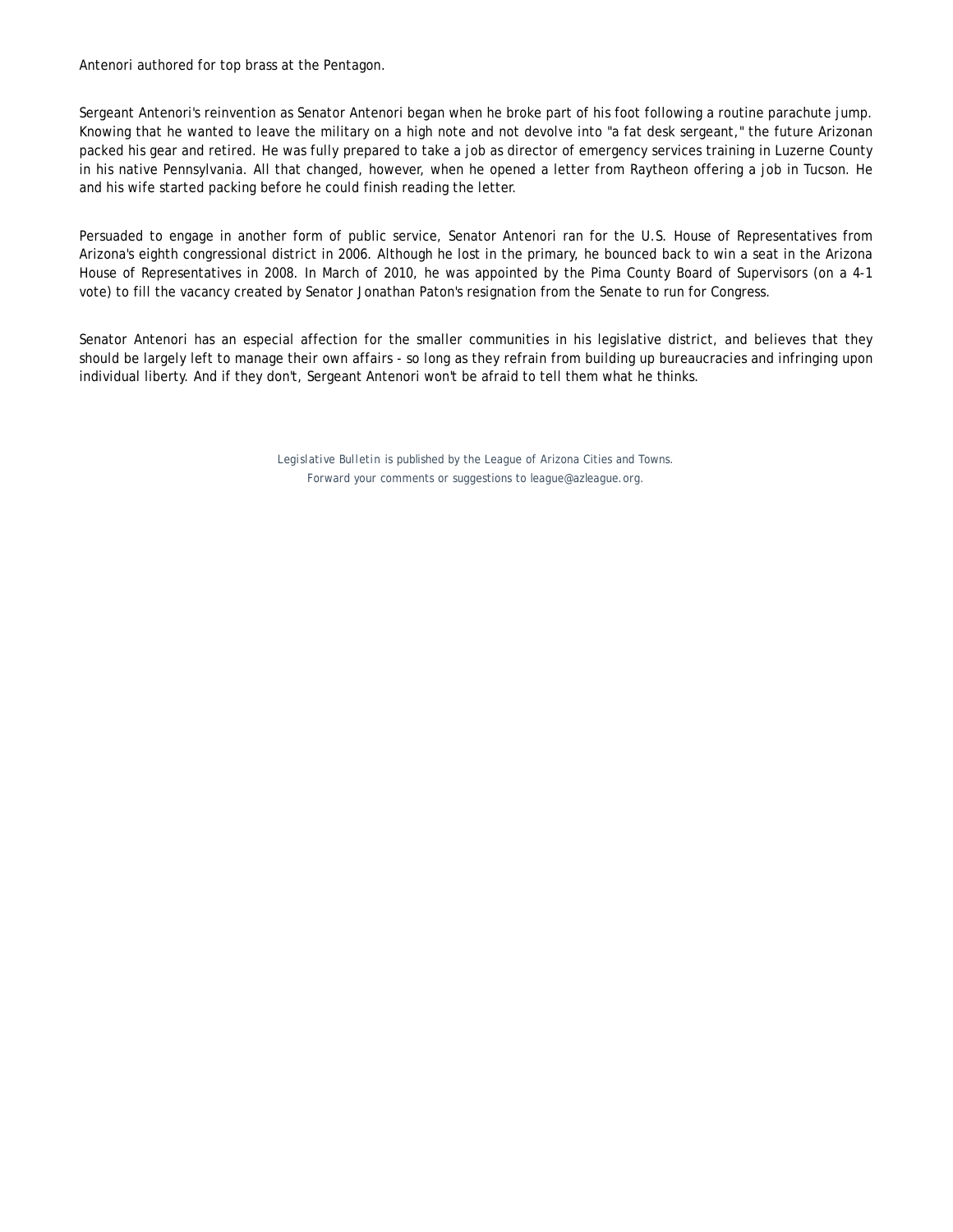Antenori authored for top brass at the Pentagon.

Sergeant Antenori's reinvention as Senator Antenori began when he broke part of his foot following a routine parachute jump. Knowing that he wanted to leave the military on a high note and not devolve into "a fat desk sergeant," the future Arizonan packed his gear and retired. He was fully prepared to take a job as director of emergency services training in Luzerne County in his native Pennsylvania. All that changed, however, when he opened a letter from Raytheon offering a job in Tucson. He and his wife started packing before he could finish reading the letter.

Persuaded to engage in another form of public service, Senator Antenori ran for the U.S. House of Representatives from Arizona's eighth congressional district in 2006. Although he lost in the primary, he bounced back to win a seat in the Arizona House of Representatives in 2008. In March of 2010, he was appointed by the Pima County Board of Supervisors (on a 4-1 vote) to fill the vacancy created by Senator Jonathan Paton's resignation from the Senate to run for Congress.

Senator Antenori has an especial affection for the smaller communities in his legislative district, and believes that they should be largely left to manage their own affairs - so long as they refrain from building up bureaucracies and infringing upon individual liberty. And if they don't, Sergeant Antenori won't be afraid to tell them what he thinks.

*Legislative Bulletin* is published by the League of Arizona Cities and Towns.
Forward your comments or suggestions to league@azleague.org.